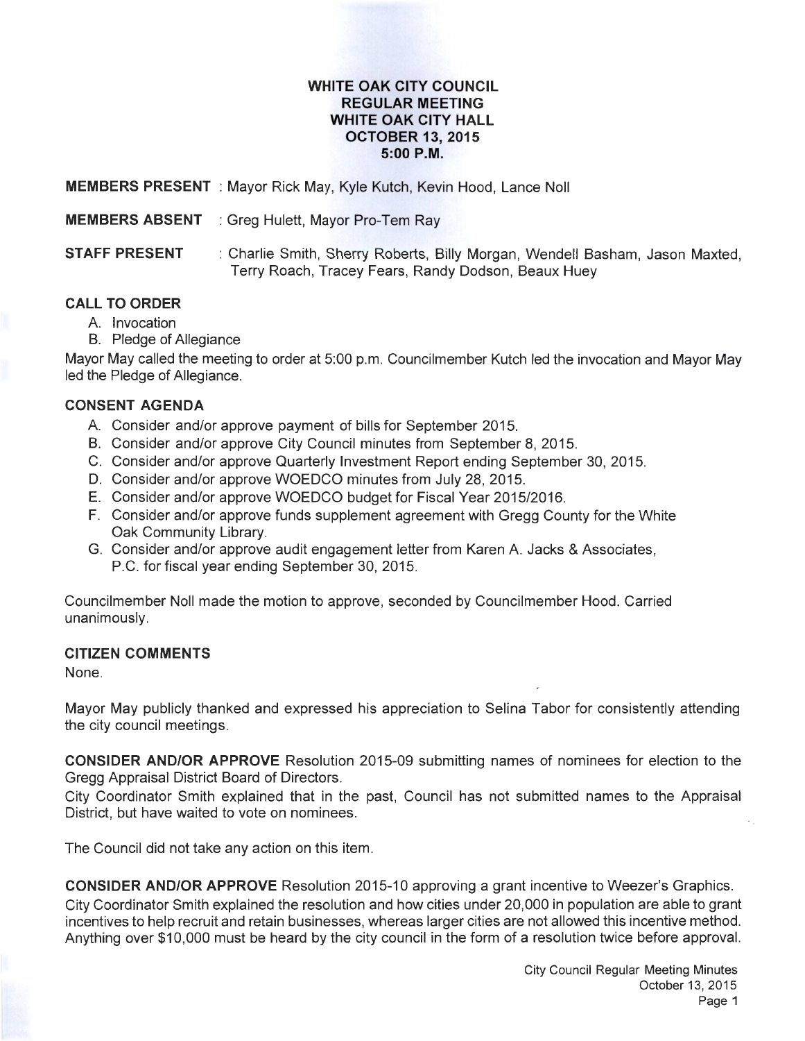# WHITE OAK CITY COUNCIL
## REGULAR MEETING
## WHITE OAK CITY HALL
## OCTOBER 13, 2015
## 5:00 P.M.

**MEMBERS PRESENT** : Mayor Rick May, Kyle Kutch, Kevin Hood, Lance Noll

**MEMBERS ABSENT** : Greg Hulett, Mayor Pro-Tem Ray

**STAFF PRESENT** : Charlie Smith, Sherry Roberts, Billy Morgan, Wendell Basham, Jason Maxted, Terry Roach, Tracey Fears, Randy Dodson, Beaux Huey

### CALL TO ORDER

A. Invocation
B. Pledge of Allegiance

Mayor May called the meeting to order at 5:00 p.m. Councilmember Kutch led the invocation and Mayor May led the Pledge of Allegiance.

### CONSENT AGENDA

A. Consider and/or approve payment of bills for September 2015.
B. Consider and/or approve City Council minutes from September 8, 2015.
C. Consider and/or approve Quarterly Investment Report ending September 30, 2015.
D. Consider and/or approve WOEDCO minutes from July 28, 2015.
E. Consider and/or approve WOEDCO budget for Fiscal Year 2015/2016.
F. Consider and/or approve funds supplement agreement with Gregg County for the White Oak Community Library.
G. Consider and/or approve audit engagement letter from Karen A. Jacks & Associates, P.C. for fiscal year ending September 30, 2015.

Councilmember Noll made the motion to approve, seconded by Councilmember Hood. Carried unanimously.

### CITIZEN COMMENTS

None.

Mayor May publicly thanked and expressed his appreciation to Selina Tabor for consistently attending the city council meetings.

**CONSIDER AND/OR APPROVE** Resolution 2015-09 submitting names of nominees for election to the Gregg Appraisal District Board of Directors.

City Coordinator Smith explained that in the past, Council has not submitted names to the Appraisal District, but have waited to vote on nominees.

The Council did not take any action on this item.

**CONSIDER AND/OR APPROVE** Resolution 2015-10 approving a grant incentive to Weezer's Graphics.

City Coordinator Smith explained the resolution and how cities under 20,000 in population are able to grant incentives to help recruit and retain businesses, whereas larger cities are not allowed this incentive method. Anything over $10,000 must be heard by the city council in the form of a resolution twice before approval.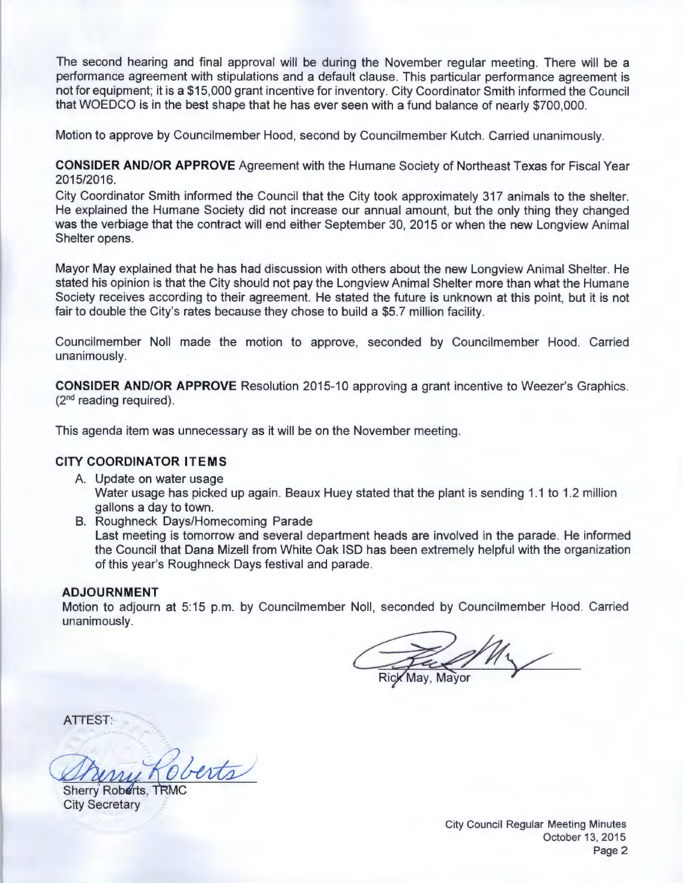The second hearing and final approval will be during the November regular meeting. There will be a performance agreement with stipulations and a default clause. This particular performance agreement is not for equipment; it is a $15,000 grant incentive for inventory. City Coordinator Smith informed the Council that WOEDCO is in the best shape that he has ever seen with a fund balance of nearly $700,000.

Motion to approve by Councilmember Hood, second by Councilmember Kutch. Carried unanimously.

**CONSIDER AND/OR APPROVE** Agreement with the Humane Society of Northeast Texas for Fiscal Year 2015/2016.

City Coordinator Smith informed the Council that the City took approximately 317 animals to the shelter. He explained the Humane Society did not increase our annual amount, but the only thing they changed was the verbiage that the contract will end either September 30, 2015 or when the new Longview Animal Shelter opens.

Mayor May explained that he has had discussion with others about the new Longview Animal Shelter. He stated his opinion is that the City should not pay the Longview Animal Shelter more than what the Humane Society receives according to their agreement. He stated the future is unknown at this point, but it is not fair to double the City's rates because they chose to build a $5.7 million facility.

Councilmember Noll made the motion to approve, seconded by Councilmember Hood. Carried unanimously.

**CONSIDER AND/OR APPROVE** Resolution 2015-10 approving a grant incentive to Weezer's Graphics. (2nd reading required).

This agenda item was unnecessary as it will be on the November meeting.

### CITY COORDINATOR ITEMS

A. Update on water usage
   Water usage has picked up again. Beaux Huey stated that the plant is sending 1.1 to 1.2 million gallons a day to town.
B. Roughneck Days/Homecoming Parade
   Last meeting is tomorrow and several department heads are involved in the parade. He informed the Council that Dana Mizell from White Oak ISD has been extremely helpful with the organization of this year's Roughneck Days festival and parade.

### ADJOURNMENT

Motion to adjourn at 5:15 p.m. by Councilmember Noll, seconded by Councilmember Hood. Carried unanimously.

Rick May, Mayor

ATTEST:

Sherry Roberts, TRMC
City Secretary

City Council Regular Meeting Minutes
October 13, 2015